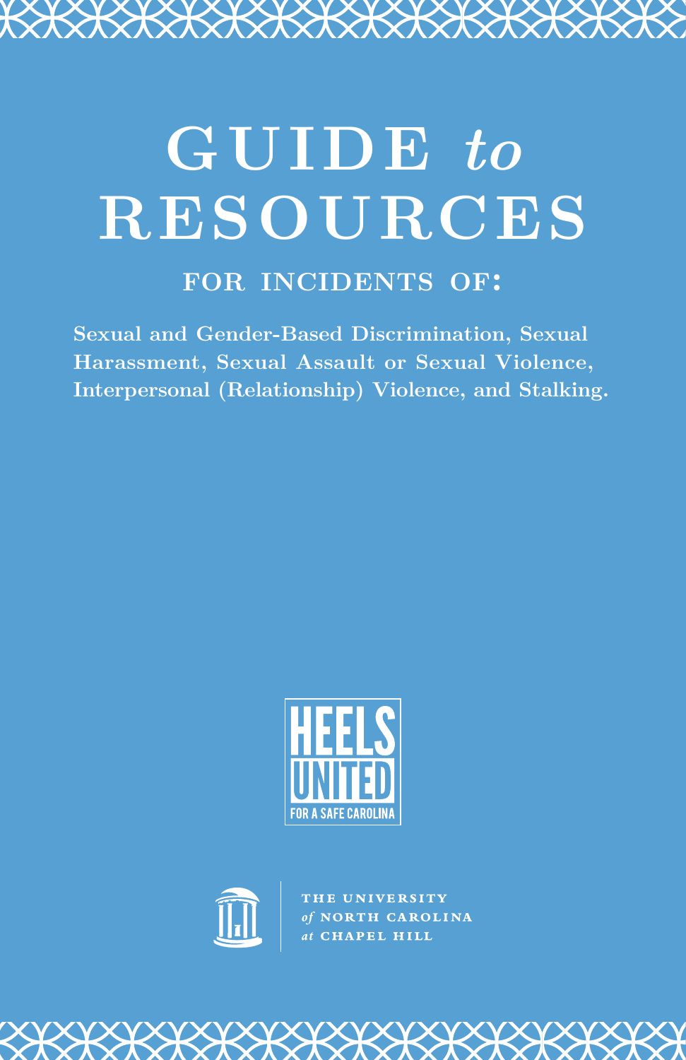# GUIDE *to* RESOURCES

## FOR INCIDENTS OF:

**Sexual and Gender-Based Discrimination, Sexual Harassment, Sexual Assault or Sexual Violence, Interpersonal (Relationship) Violence, and Stalking.**

HEELS UNITED
FOR A SAFE CAROLINA

THE UNIVERSITY *of* NORTH CAROLINA *at* CHAPEL HILL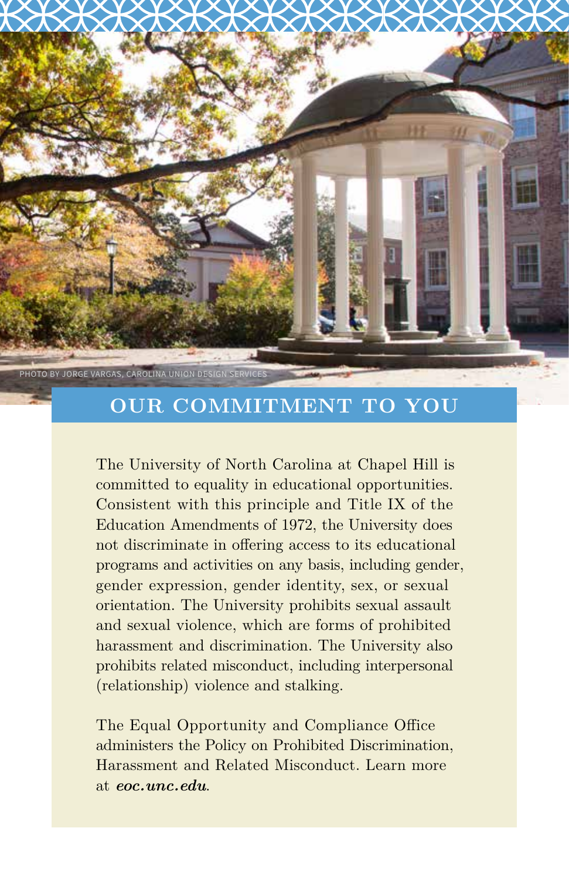PHOTO BY JORGE VARGAS, CAROLINA UNION DESIGN SERVICES

## OUR COMMITMENT TO YOU

The University of North Carolina at Chapel Hill is committed to equality in educational opportunities. Consistent with this principle and Title IX of the Education Amendments of 1972, the University does not discriminate in offering access to its educational programs and activities on any basis, including gender, gender expression, gender identity, sex, or sexual orientation. The University prohibits sexual assault and sexual violence, which are forms of prohibited harassment and discrimination. The University also prohibits related misconduct, including interpersonal (relationship) violence and stalking.

The Equal Opportunity and Compliance Office administers the Policy on Prohibited Discrimination, Harassment and Related Misconduct. Learn more at ***eoc.unc.edu***.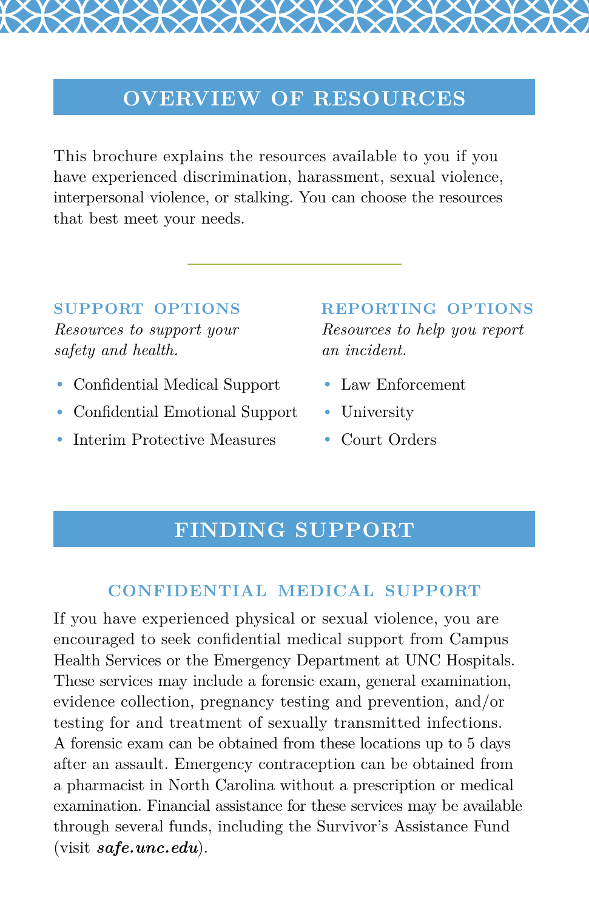## OVERVIEW OF RESOURCES

This brochure explains the resources available to you if you have experienced discrimination, harassment, sexual violence, interpersonal violence, or stalking. You can choose the resources that best meet your needs.

### SUPPORT OPTIONS

*Resources to support your safety and health.*

- Confidential Medical Support
- Confidential Emotional Support
- Interim Protective Measures

### REPORTING OPTIONS

*Resources to help you report an incident.*

- Law Enforcement
- University
- Court Orders

## FINDING SUPPORT

### CONFIDENTIAL MEDICAL SUPPORT

If you have experienced physical or sexual violence, you are encouraged to seek confidential medical support from Campus Health Services or the Emergency Department at UNC Hospitals. These services may include a forensic exam, general examination, evidence collection, pregnancy testing and prevention, and/or testing for and treatment of sexually transmitted infections. A forensic exam can be obtained from these locations up to 5 days after an assault. Emergency contraception can be obtained from a pharmacist in North Carolina without a prescription or medical examination. Financial assistance for these services may be available through several funds, including the Survivor's Assistance Fund (visit ***safe.unc.edu***).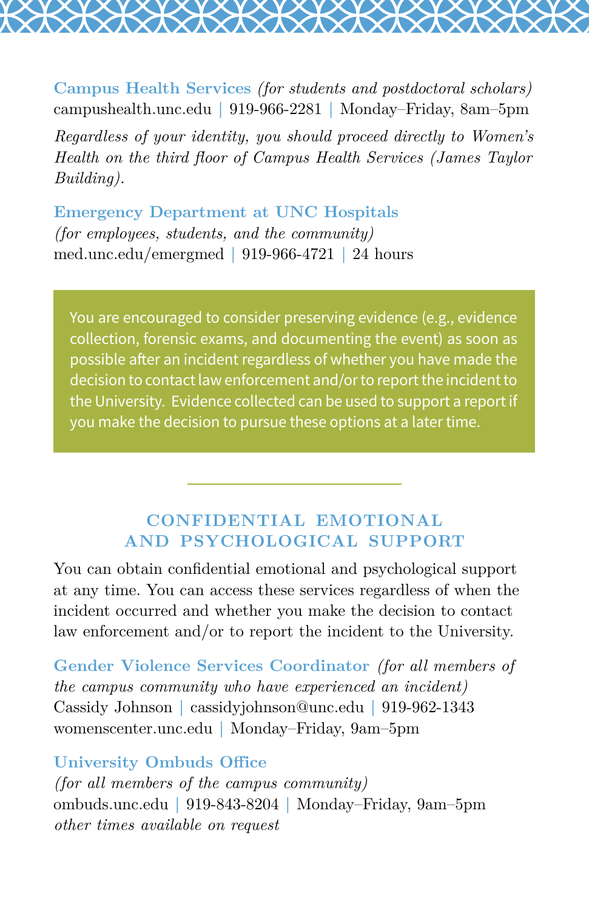**Campus Health Services** *(for students and postdoctoral scholars)*
campushealth.unc.edu | 919-966-2281 | Monday–Friday, 8am–5pm

*Regardless of your identity, you should proceed directly to Women's Health on the third floor of Campus Health Services (James Taylor Building).*

**Emergency Department at UNC Hospitals**
*(for employees, students, and the community)*
med.unc.edu/emergmed | 919-966-4721 | 24 hours

> You are encouraged to consider preserving evidence (e.g., evidence collection, forensic exams, and documenting the event) as soon as possible after an incident regardless of whether you have made the decision to contact law enforcement and/or to report the incident to the University. Evidence collected can be used to support a report if you make the decision to pursue these options at a later time.

## CONFIDENTIAL EMOTIONAL AND PSYCHOLOGICAL SUPPORT

You can obtain confidential emotional and psychological support at any time. You can access these services regardless of when the incident occurred and whether you make the decision to contact law enforcement and/or to report the incident to the University.

**Gender Violence Services Coordinator** *(for all members of the campus community who have experienced an incident)*
Cassidy Johnson | cassidyjohnson@unc.edu | 919-962-1343
womenscenter.unc.edu | Monday–Friday, 9am–5pm

**University Ombuds Office**
*(for all members of the campus community)*
ombuds.unc.edu | 919-843-8204 | Monday–Friday, 9am–5pm
*other times available on request*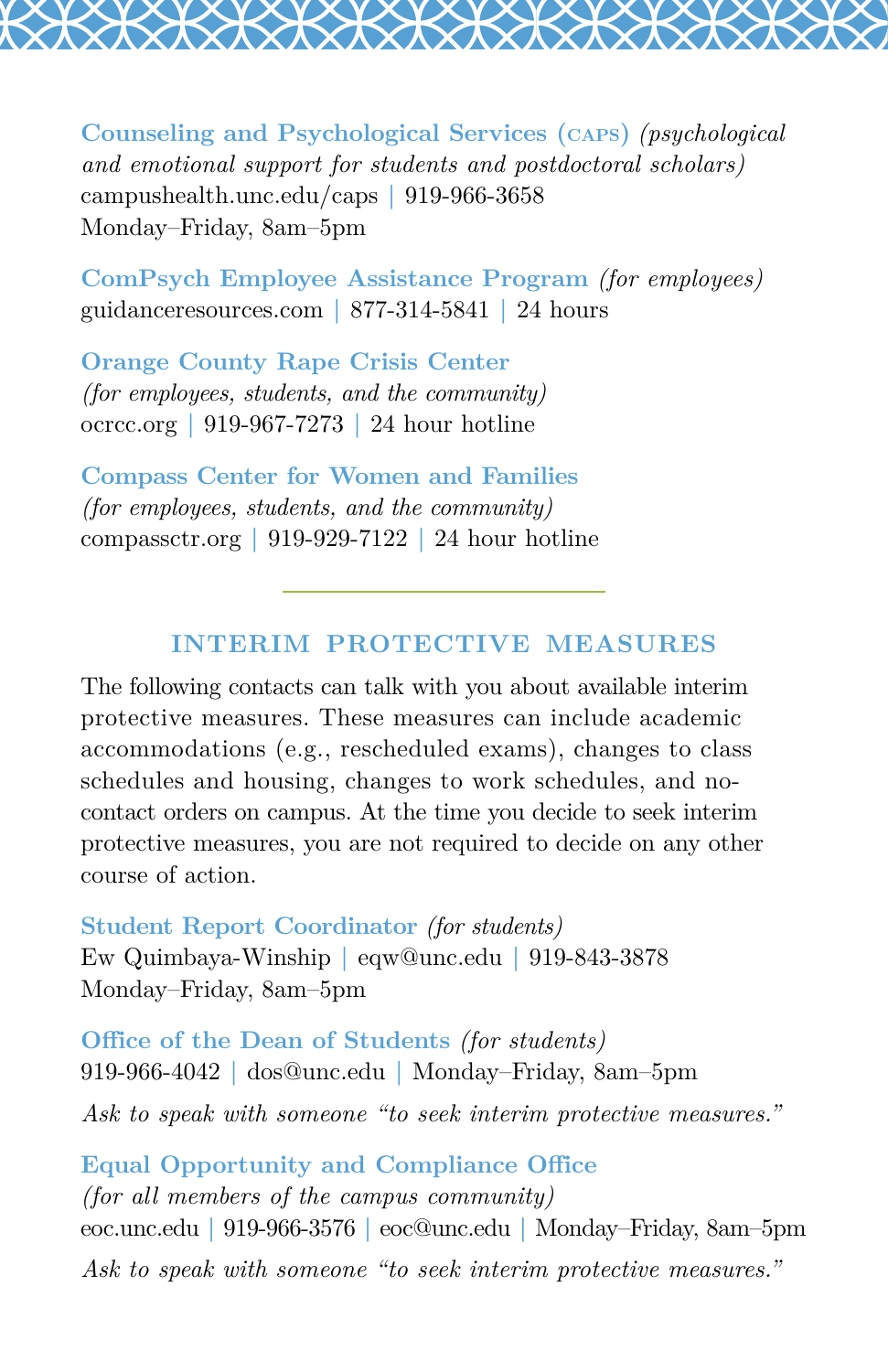**Counseling and Psychological Services (CAPS)** *(psychological and emotional support for students and postdoctoral scholars)*
campushealth.unc.edu/caps | 919-966-3658
Monday–Friday, 8am–5pm

**ComPsych Employee Assistance Program** *(for employees)*
guidanceresources.com | 877-314-5841 | 24 hours

**Orange County Rape Crisis Center**
*(for employees, students, and the community)*
ocrcc.org | 919-967-7273 | 24 hour hotline

**Compass Center for Women and Families**
*(for employees, students, and the community)*
compassctr.org | 919-929-7122 | 24 hour hotline

---

## INTERIM PROTECTIVE MEASURES

The following contacts can talk with you about available interim protective measures. These measures can include academic accommodations (e.g., rescheduled exams), changes to class schedules and housing, changes to work schedules, and no-contact orders on campus. At the time you decide to seek interim protective measures, you are not required to decide on any other course of action.

**Student Report Coordinator** *(for students)*
Ew Quimbaya-Winship | eqw@unc.edu | 919-843-3878
Monday–Friday, 8am–5pm

**Office of the Dean of Students** *(for students)*
919-966-4042 | dos@unc.edu | Monday–Friday, 8am–5pm

*Ask to speak with someone "to seek interim protective measures."*

**Equal Opportunity and Compliance Office**
*(for all members of the campus community)*
eoc.unc.edu | 919-966-3576 | eoc@unc.edu | Monday–Friday, 8am–5pm

*Ask to speak with someone "to seek interim protective measures."*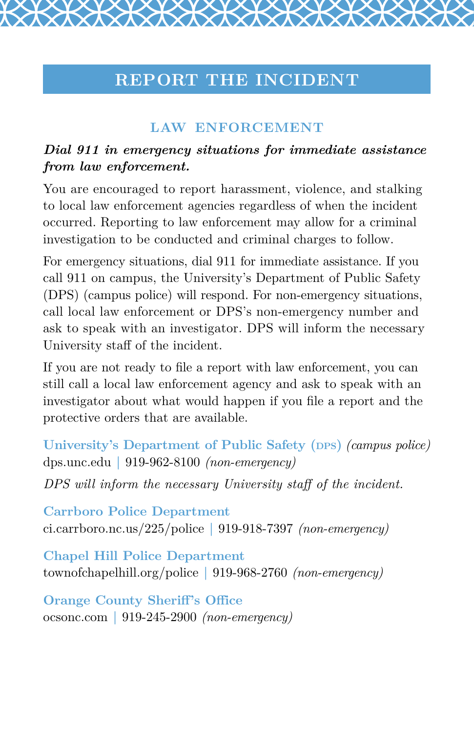# REPORT THE INCIDENT

## LAW ENFORCEMENT

***Dial 911 in emergency situations for immediate assistance from law enforcement.***

You are encouraged to report harassment, violence, and stalking to local law enforcement agencies regardless of when the incident occurred. Reporting to law enforcement may allow for a criminal investigation to be conducted and criminal charges to follow.

For emergency situations, dial 911 for immediate assistance. If you call 911 on campus, the University's Department of Public Safety (DPS) (campus police) will respond. For non-emergency situations, call local law enforcement or DPS's non-emergency number and ask to speak with an investigator. DPS will inform the necessary University staff of the incident.

If you are not ready to file a report with law enforcement, you can still call a local law enforcement agency and ask to speak with an investigator about what would happen if you file a report and the protective orders that are available.

**University's Department of Public Safety (DPS)** *(campus police)*
dps.unc.edu | 919-962-8100 *(non-emergency)*

*DPS will inform the necessary University staff of the incident.*

**Carrboro Police Department**
ci.carrboro.nc.us/225/police | 919-918-7397 *(non-emergency)*

**Chapel Hill Police Department**
townofchapelhill.org/police | 919-968-2760 *(non-emergency)*

**Orange County Sheriff's Office**
ocsonc.com | 919-245-2900 *(non-emergency)*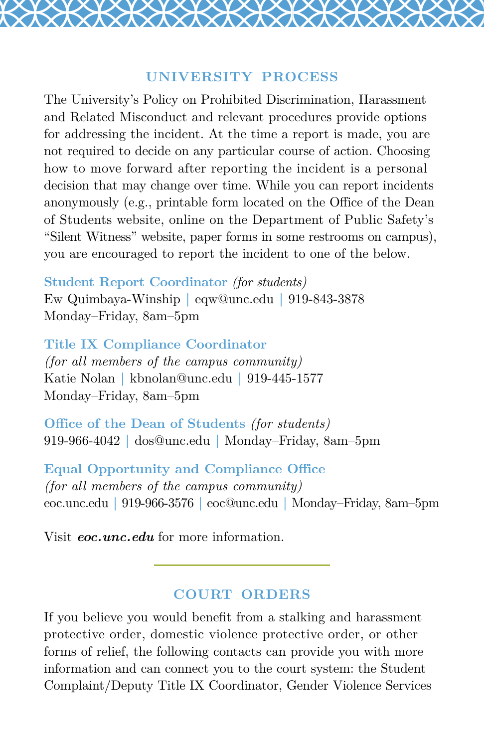## UNIVERSITY PROCESS

The University's Policy on Prohibited Discrimination, Harassment and Related Misconduct and relevant procedures provide options for addressing the incident. At the time a report is made, you are not required to decide on any particular course of action. Choosing how to move forward after reporting the incident is a personal decision that may change over time. While you can report incidents anonymously (e.g., printable form located on the Office of the Dean of Students website, online on the Department of Public Safety's "Silent Witness" website, paper forms in some restrooms on campus), you are encouraged to report the incident to one of the below.

**Student Report Coordinator** *(for students)*
Ew Quimbaya-Winship | eqw@unc.edu | 919-843-3878
Monday–Friday, 8am–5pm

**Title IX Compliance Coordinator**
*(for all members of the campus community)*
Katie Nolan | kbnolan@unc.edu | 919-445-1577
Monday–Friday, 8am–5pm

**Office of the Dean of Students** *(for students)*
919-966-4042 | dos@unc.edu | Monday–Friday, 8am–5pm

**Equal Opportunity and Compliance Office**
*(for all members of the campus community)*
eoc.unc.edu | 919-966-3576 | eoc@unc.edu | Monday–Friday, 8am–5pm

Visit ***eoc.unc.edu*** for more information.

## COURT ORDERS

If you believe you would benefit from a stalking and harassment protective order, domestic violence protective order, or other forms of relief, the following contacts can provide you with more information and can connect you to the court system: the Student Complaint/Deputy Title IX Coordinator, Gender Violence Services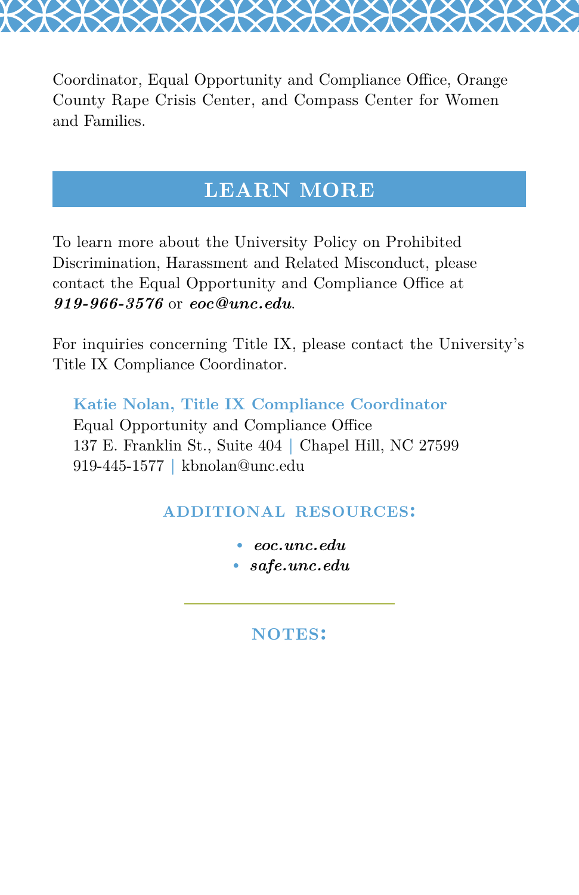Coordinator, Equal Opportunity and Compliance Office, Orange County Rape Crisis Center, and Compass Center for Women and Families.

## LEARN MORE

To learn more about the University Policy on Prohibited Discrimination, Harassment and Related Misconduct, please contact the Equal Opportunity and Compliance Office at ***919-966-3576*** or ***eoc@unc.edu***.

For inquiries concerning Title IX, please contact the University's Title IX Compliance Coordinator.

**Katie Nolan, Title IX Compliance Coordinator**
Equal Opportunity and Compliance Office
137 E. Franklin St., Suite 404 | Chapel Hill, NC 27599
919-445-1577 | kbnolan@unc.edu

### ADDITIONAL RESOURCES:

- ***eoc.unc.edu***
- ***safe.unc.edu***

---

### NOTES: